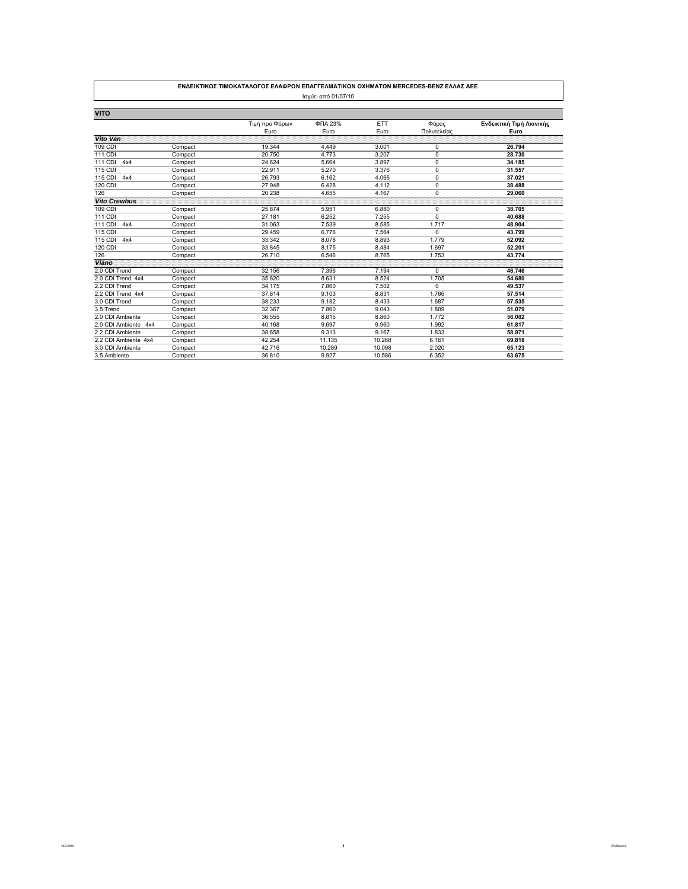**ΕΝΔΕΙΚΤΙΚΟΣ ΤΙΜΟΚΑΤΑΛΟΓΟΣ ΕΛΑΦΡΩΝ ΕΠΑΓΓΕΛΜΑΤΙΚΩΝ ΟΧΗΜΑΤΩΝ MERCEDES-BENZ ΕΛΛΑΣ ΑΕΕ**

Ισχύει από 01/07/10

## VITO

| | | Τιμή προ Φόρων Euro | ΦΠΑ 23% Euro | ΕΤΤ Euro | Φόρος Πολυτελείας | **Ενδεικτική Τιμή Λιανικής Euro** |
|---|---|---|---|---|---|---|
| ***Vito Van*** | | | | | | |
| 109 CDI | Compact | 19.344 | 4.449 | 3.001 | 0 | **26.794** |
| 111 CDI | Compact | 20.750 | 4.773 | 3.207 | 0 | **28.730** |
| 111 CDI 4x4 | Compact | 24.624 | 5.664 | 3.897 | 0 | **34.185** |
| 115 CDI | Compact | 22.911 | 5.270 | 3.376 | 0 | **31.557** |
| 115 CDI 4x4 | Compact | 26.793 | 6.162 | 4.066 | 0 | **37.021** |
| 120 CDI | Compact | 27.948 | 6.428 | 4.112 | 0 | **38.488** |
| 126 | Compact | 20.238 | 4.655 | 4.167 | 0 | **29.060** |
| ***Vito Crewbus*** | | | | | | |
| 109 CDI | Compact | 25.874 | 5.951 | 6.880 | 0 | **38.705** |
| 111 CDI | Compact | 27.181 | 6.252 | 7.255 | 0 | **40.688** |
| 111 CDI 4x4 | Compact | 31.063 | 7.539 | 8.585 | 1.717 | **48.904** |
| 115 CDI | Compact | 29.459 | 6.776 | 7.564 | 0 | **43.799** |
| 115 CDI 4x4 | Compact | 33.342 | 8.078 | 8.893 | 1.779 | **52.092** |
| 120 CDI | Compact | 33.845 | 8.175 | 8.484 | 1.697 | **52.201** |
| 126 | Compact | 26.710 | 6.546 | 8.765 | 1.753 | **43.774** |
| ***Viano*** | | | | | | |
| 2.0 CDI Trend | Compact | 32.156 | 7.396 | 7.194 | 0 | **46.746** |
| 2.0 CDI Trend 4x4 | Compact | 35.820 | 8.631 | 8.524 | 1.705 | **54.680** |
| 2.2 CDI Trend | Compact | 34.175 | 7.860 | 7.502 | 0 | **49.537** |
| 2.2 CDI Trend 4x4 | Compact | 37.814 | 9.103 | 8.831 | 1.766 | **57.514** |
| 3.0 CDI Trend | Compact | 38.233 | 9.182 | 8.433 | 1.687 | **57.535** |
| 3.5 Trend | Compact | 32.367 | 7.860 | 9.043 | 1.809 | **51.079** |
| 2.0 CDI Ambiente | Compact | 36.555 | 8.815 | 8.860 | 1.772 | **56.002** |
| 2.0 CDI Ambiente 4x4 | Compact | 40.168 | 9.697 | 9.960 | 1.992 | **61.817** |
| 2.2 CDI Ambiente | Compact | 38.658 | 9.313 | 9.167 | 1.833 | **58.971** |
| 2.2 CDI Ambiente 4x4 | Compact | 42.254 | 11.135 | 10.268 | 6.161 | **69.818** |
| 3.0 CDI Ambiente | Compact | 42.716 | 10.289 | 10.098 | 2.020 | **65.123** |
| 3.5 Ambiente | Compact | 36.810 | 9.927 | 10.586 | 6.352 | **63.675** |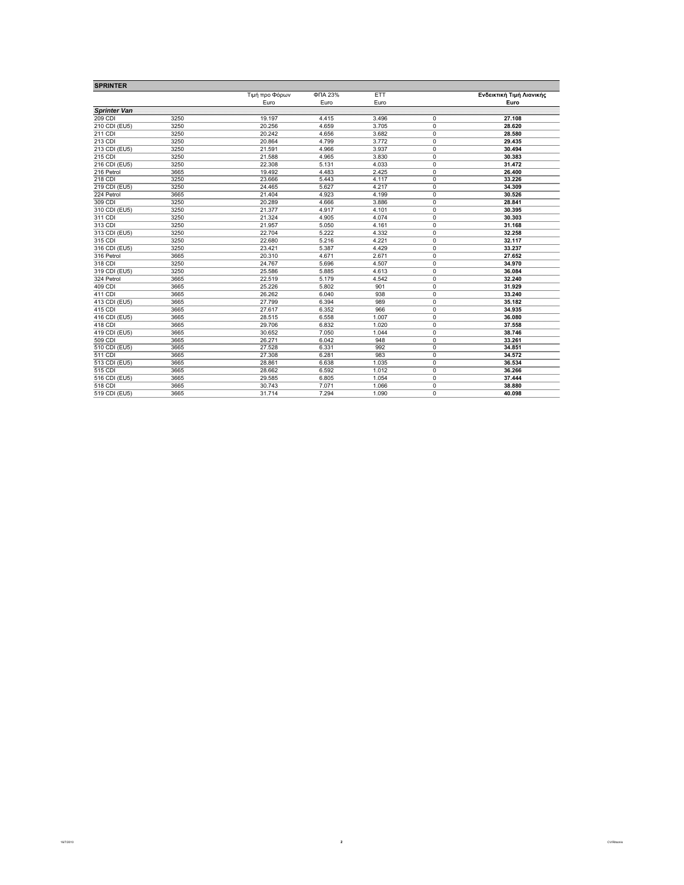## SPRINTER

| | | Τιμή προ Φόρων | ΦΠΑ 23% | ΕΤΤ | | Ενδεικτική Τιμή Λιανικής |
|---|---|---|---|---|---|---|
| | | Euro | Euro | Euro | | Euro |
| ***Sprinter Van*** | | | | | | |
| 209 CDI | 3250 | 19.197 | 4.415 | 3.496 | 0 | **27.108** |
| 210 CDI (EU5) | 3250 | 20.256 | 4.659 | 3.705 | 0 | **28.620** |
| 211 CDI | 3250 | 20.242 | 4.656 | 3.682 | 0 | **28.580** |
| 213 CDI | 3250 | 20.864 | 4.799 | 3.772 | 0 | **29.435** |
| 213 CDI (EU5) | 3250 | 21.591 | 4.966 | 3.937 | 0 | **30.494** |
| 215 CDI | 3250 | 21.588 | 4.965 | 3.830 | 0 | **30.383** |
| 216 CDI (EU5) | 3250 | 22.308 | 5.131 | 4.033 | 0 | **31.472** |
| 216 Petrol | 3665 | 19.492 | 4.483 | 2.425 | 0 | **26.400** |
| 218 CDI | 3250 | 23.666 | 5.443 | 4.117 | 0 | **33.226** |
| 219 CDI (EU5) | 3250 | 24.465 | 5.627 | 4.217 | 0 | **34.309** |
| 224 Petrol | 3665 | 21.404 | 4.923 | 4.199 | 0 | **30.526** |
| 309 CDI | 3250 | 20.289 | 4.666 | 3.886 | 0 | **28.841** |
| 310 CDI (EU5) | 3250 | 21.377 | 4.917 | 4.101 | 0 | **30.395** |
| 311 CDI | 3250 | 21.324 | 4.905 | 4.074 | 0 | **30.303** |
| 313 CDI | 3250 | 21.957 | 5.050 | 4.161 | 0 | **31.168** |
| 313 CDI (EU5) | 3250 | 22.704 | 5.222 | 4.332 | 0 | **32.258** |
| 315 CDI | 3250 | 22.680 | 5.216 | 4.221 | 0 | **32.117** |
| 316 CDI (EU5) | 3250 | 23.421 | 5.387 | 4.429 | 0 | **33.237** |
| 316 Petrol | 3665 | 20.310 | 4.671 | 2.671 | 0 | **27.652** |
| 318 CDI | 3250 | 24.767 | 5.696 | 4.507 | 0 | **34.970** |
| 319 CDI (EU5) | 3250 | 25.586 | 5.885 | 4.613 | 0 | **36.084** |
| 324 Petrol | 3665 | 22.519 | 5.179 | 4.542 | 0 | **32.240** |
| 409 CDI | 3665 | 25.226 | 5.802 | 901 | 0 | **31.929** |
| 411 CDI | 3665 | 26.262 | 6.040 | 938 | 0 | **33.240** |
| 413 CDI (EU5) | 3665 | 27.799 | 6.394 | 989 | 0 | **35.182** |
| 415 CDI | 3665 | 27.617 | 6.352 | 966 | 0 | **34.935** |
| 416 CDI (EU5) | 3665 | 28.515 | 6.558 | 1.007 | 0 | **36.080** |
| 418 CDI | 3665 | 29.706 | 6.832 | 1.020 | 0 | **37.558** |
| 419 CDI (EU5) | 3665 | 30.652 | 7.050 | 1.044 | 0 | **38.746** |
| 509 CDI | 3665 | 26.271 | 6.042 | 948 | 0 | **33.261** |
| 510 CDI (EU5) | 3665 | 27.528 | 6.331 | 992 | 0 | **34.851** |
| 511 CDI | 3665 | 27.308 | 6.281 | 983 | 0 | **34.572** |
| 513 CDI (EU5) | 3665 | 28.861 | 6.638 | 1.035 | 0 | **36.534** |
| 515 CDI | 3665 | 28.662 | 6.592 | 1.012 | 0 | **36.266** |
| 516 CDI (EU5) | 3665 | 29.585 | 6.805 | 1.054 | 0 | **37.444** |
| 518 CDI | 3665 | 30.743 | 7.071 | 1.066 | 0 | **38.880** |
| 519 CDI (EU5) | 3665 | 31.714 | 7.294 | 1.090 | 0 | **40.098** |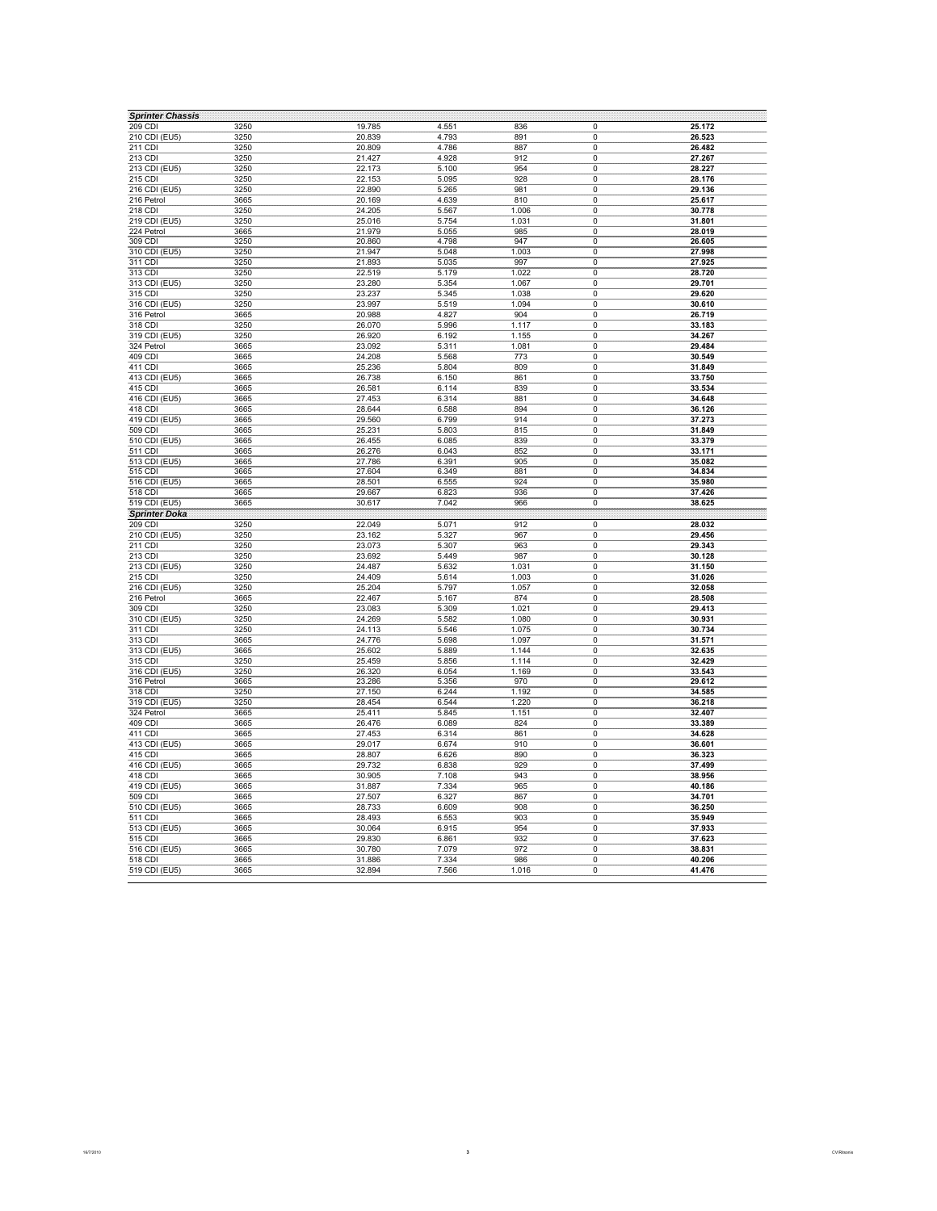| | | | | | | |
|---|---|---|---|---|---|---|
| ***Sprinter Chassis*** | | | | | | |
| 209 CDI | 3250 | 19.785 | 4.551 | 836 | 0 | **25.172** |
| 210 CDI (EU5) | 3250 | 20.839 | 4.793 | 891 | 0 | **26.523** |
| 211 CDI | 3250 | 20.809 | 4.786 | 887 | 0 | **26.482** |
| 213 CDI | 3250 | 21.427 | 4.928 | 912 | 0 | **27.267** |
| 213 CDI (EU5) | 3250 | 22.173 | 5.100 | 954 | 0 | **28.227** |
| 215 CDI | 3250 | 22.153 | 5.095 | 928 | 0 | **28.176** |
| 216 CDI (EU5) | 3250 | 22.890 | 5.265 | 981 | 0 | **29.136** |
| 216 Petrol | 3665 | 20.169 | 4.639 | 810 | 0 | **25.617** |
| 218 CDI | 3250 | 24.205 | 5.567 | 1.006 | 0 | **30.778** |
| 219 CDI (EU5) | 3250 | 25.016 | 5.754 | 1.031 | 0 | **31.801** |
| 224 Petrol | 3665 | 21.979 | 5.055 | 985 | 0 | **28.019** |
| 309 CDI | 3250 | 20.860 | 4.798 | 947 | 0 | **26.605** |
| 310 CDI (EU5) | 3250 | 21.947 | 5.048 | 1.003 | 0 | **27.998** |
| 311 CDI | 3250 | 21.893 | 5.035 | 997 | 0 | **27.925** |
| 313 CDI | 3250 | 22.519 | 5.179 | 1.022 | 0 | **28.720** |
| 313 CDI (EU5) | 3250 | 23.280 | 5.354 | 1.067 | 0 | **29.701** |
| 315 CDI | 3250 | 23.237 | 5.345 | 1.038 | 0 | **29.620** |
| 316 CDI (EU5) | 3250 | 23.997 | 5.519 | 1.094 | 0 | **30.610** |
| 316 Petrol | 3665 | 20.988 | 4.827 | 904 | 0 | **26.719** |
| 318 CDI | 3250 | 26.070 | 5.996 | 1.117 | 0 | **33.183** |
| 319 CDI (EU5) | 3250 | 26.920 | 6.192 | 1.155 | 0 | **34.267** |
| 324 Petrol | 3665 | 23.092 | 5.311 | 1.081 | 0 | **29.484** |
| 409 CDI | 3665 | 24.208 | 5.568 | 773 | 0 | **30.549** |
| 411 CDI | 3665 | 25.236 | 5.804 | 809 | 0 | **31.849** |
| 413 CDI (EU5) | 3665 | 26.738 | 6.150 | 861 | 0 | **33.750** |
| 415 CDI | 3665 | 26.581 | 6.114 | 839 | 0 | **33.534** |
| 416 CDI (EU5) | 3665 | 27.453 | 6.314 | 881 | 0 | **34.648** |
| 418 CDI | 3665 | 28.644 | 6.588 | 894 | 0 | **36.126** |
| 419 CDI (EU5) | 3665 | 29.560 | 6.799 | 914 | 0 | **37.273** |
| 509 CDI | 3665 | 25.231 | 5.803 | 815 | 0 | **31.849** |
| 510 CDI (EU5) | 3665 | 26.455 | 6.085 | 839 | 0 | **33.379** |
| 511 CDI | 3665 | 26.276 | 6.043 | 852 | 0 | **33.171** |
| 513 CDI (EU5) | 3665 | 27.786 | 6.391 | 905 | 0 | **35.082** |
| 515 CDI | 3665 | 27.604 | 6.349 | 881 | 0 | **34.834** |
| 516 CDI (EU5) | 3665 | 28.501 | 6.555 | 924 | 0 | **35.980** |
| 518 CDI | 3665 | 29.667 | 6.823 | 936 | 0 | **37.426** |
| 519 CDI (EU5) | 3665 | 30.617 | 7.042 | 966 | 0 | **38.625** |
| ***Sprinter Doka*** | | | | | | |
| 209 CDI | 3250 | 22.049 | 5.071 | 912 | 0 | **28.032** |
| 210 CDI (EU5) | 3250 | 23.162 | 5.327 | 967 | 0 | **29.456** |
| 211 CDI | 3250 | 23.073 | 5.307 | 963 | 0 | **29.343** |
| 213 CDI | 3250 | 23.692 | 5.449 | 987 | 0 | **30.128** |
| 213 CDI (EU5) | 3250 | 24.487 | 5.632 | 1.031 | 0 | **31.150** |
| 215 CDI | 3250 | 24.409 | 5.614 | 1.003 | 0 | **31.026** |
| 216 CDI (EU5) | 3250 | 25.204 | 5.797 | 1.057 | 0 | **32.058** |
| 216 Petrol | 3665 | 22.467 | 5.167 | 874 | 0 | **28.508** |
| 309 CDI | 3250 | 23.083 | 5.309 | 1.021 | 0 | **29.413** |
| 310 CDI (EU5) | 3250 | 24.269 | 5.582 | 1.080 | 0 | **30.931** |
| 311 CDI | 3250 | 24.113 | 5.546 | 1.075 | 0 | **30.734** |
| 313 CDI | 3665 | 24.776 | 5.698 | 1.097 | 0 | **31.571** |
| 313 CDI (EU5) | 3665 | 25.602 | 5.889 | 1.144 | 0 | **32.635** |
| 315 CDI | 3250 | 25.459 | 5.856 | 1.114 | 0 | **32.429** |
| 316 CDI (EU5) | 3250 | 26.320 | 6.054 | 1.169 | 0 | **33.543** |
| 316 Petrol | 3665 | 23.286 | 5.356 | 970 | 0 | **29.612** |
| 318 CDI | 3250 | 27.150 | 6.244 | 1.192 | 0 | **34.585** |
| 319 CDI (EU5) | 3250 | 28.454 | 6.544 | 1.220 | 0 | **36.218** |
| 324 Petrol | 3665 | 25.411 | 5.845 | 1.151 | 0 | **32.407** |
| 409 CDI | 3665 | 26.476 | 6.089 | 824 | 0 | **33.389** |
| 411 CDI | 3665 | 27.453 | 6.314 | 861 | 0 | **34.628** |
| 413 CDI (EU5) | 3665 | 29.017 | 6.674 | 910 | 0 | **36.601** |
| 415 CDI | 3665 | 28.807 | 6.626 | 890 | 0 | **36.323** |
| 416 CDI (EU5) | 3665 | 29.732 | 6.838 | 929 | 0 | **37.499** |
| 418 CDI | 3665 | 30.905 | 7.108 | 943 | 0 | **38.956** |
| 419 CDI (EU5) | 3665 | 31.887 | 7.334 | 965 | 0 | **40.186** |
| 509 CDI | 3665 | 27.507 | 6.327 | 867 | 0 | **34.701** |
| 510 CDI (EU5) | 3665 | 28.733 | 6.609 | 908 | 0 | **36.250** |
| 511 CDI | 3665 | 28.493 | 6.553 | 903 | 0 | **35.949** |
| 513 CDI (EU5) | 3665 | 30.064 | 6.915 | 954 | 0 | **37.933** |
| 515 CDI | 3665 | 29.830 | 6.861 | 932 | 0 | **37.623** |
| 516 CDI (EU5) | 3665 | 30.780 | 7.079 | 972 | 0 | **38.831** |
| 518 CDI | 3665 | 31.886 | 7.334 | 986 | 0 | **40.206** |
| 519 CDI (EU5) | 3665 | 32.894 | 7.566 | 1.016 | 0 | **41.476** |